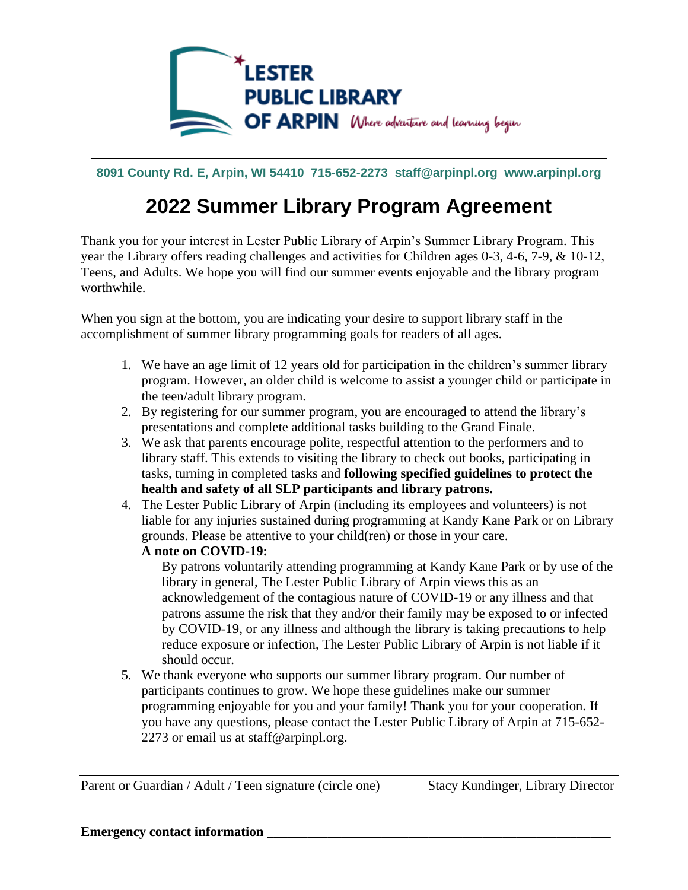LESTER PUBLIC LIBRARY OF ARPIN *Where adventure and learning begin*

8091 County Rd. E, Arpin, WI 54410 715-652-2273 staff@arpinpl.org www.arpinpl.org

# 2022 Summer Library Program Agreement

Thank you for your interest in Lester Public Library of Arpin's Summer Library Program. This year the Library offers reading challenges and activities for Children ages 0-3, 4-6, 7-9, & 10-12, Teens, and Adults. We hope you will find our summer events enjoyable and the library program worthwhile.

When you sign at the bottom, you are indicating your desire to support library staff in the accomplishment of summer library programming goals for readers of all ages.

1. We have an age limit of 12 years old for participation in the children's summer library program. However, an older child is welcome to assist a younger child or participate in the teen/adult library program.
2. By registering for our summer program, you are encouraged to attend the library's presentations and complete additional tasks building to the Grand Finale.
3. We ask that parents encourage polite, respectful attention to the performers and to library staff. This extends to visiting the library to check out books, participating in tasks, turning in completed tasks and **following specified guidelines to protect the health and safety of all SLP participants and library patrons.**
4. The Lester Public Library of Arpin (including its employees and volunteers) is not liable for any injuries sustained during programming at Kandy Kane Park or on Library grounds. Please be attentive to your child(ren) or those in your care.

   **A note on COVID-19:**

   By patrons voluntarily attending programming at Kandy Kane Park or by use of the library in general, The Lester Public Library of Arpin views this as an acknowledgement of the contagious nature of COVID-19 or any illness and that patrons assume the risk that they and/or their family may be exposed to or infected by COVID-19, or any illness and although the library is taking precautions to help reduce exposure or infection, The Lester Public Library of Arpin is not liable if it should occur.
5. We thank everyone who supports our summer library program. Our number of participants continues to grow. We hope these guidelines make our summer programming enjoyable for you and your family! Thank you for your cooperation. If you have any questions, please contact the Lester Public Library of Arpin at 715-652-2273 or email us at staff@arpinpl.org.

______________________________________________________________________

Parent or Guardian / Adult / Teen signature (circle one) Stacy Kundinger, Library Director

**Emergency contact information** ______________________________________________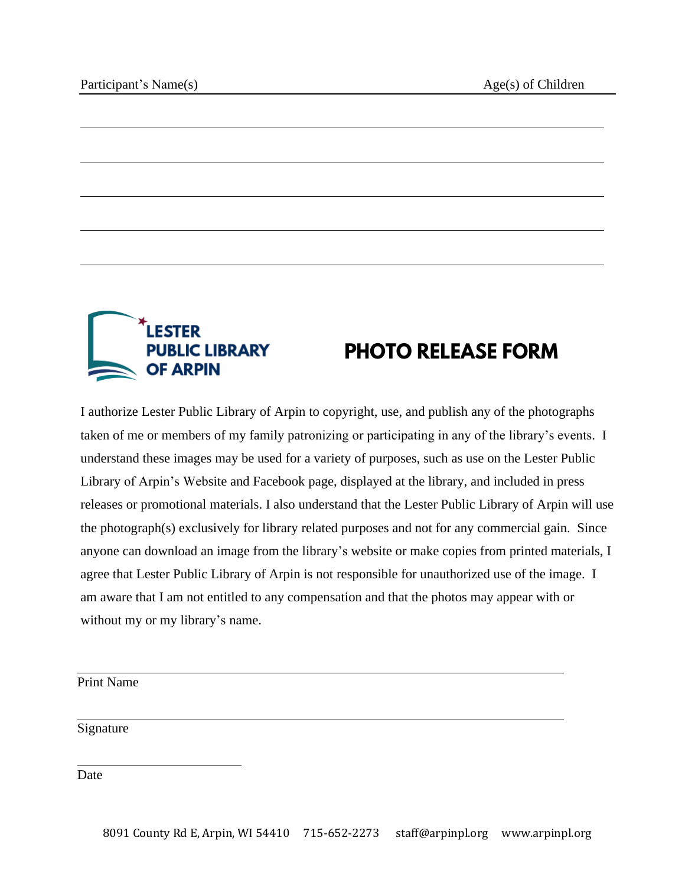| Participant's Name(s) | Age(s) of Children |
| --- | --- |
| | |
| | |
| | |
| | |
| | |

**LESTER PUBLIC LIBRARY OF ARPIN**

# PHOTO RELEASE FORM

I authorize Lester Public Library of Arpin to copyright, use, and publish any of the photographs taken of me or members of my family patronizing or participating in any of the library's events. I understand these images may be used for a variety of purposes, such as use on the Lester Public Library of Arpin's Website and Facebook page, displayed at the library, and included in press releases or promotional materials. I also understand that the Lester Public Library of Arpin will use the photograph(s) exclusively for library related purposes and not for any commercial gain. Since anyone can download an image from the library's website or make copies from printed materials, I agree that Lester Public Library of Arpin is not responsible for unauthorized use of the image. I am aware that I am not entitled to any compensation and that the photos may appear with or without my or my library's name.

______________________________________________
Print Name

______________________________________________
Signature

____________________
Date

8091 County Rd E, Arpin, WI 54410  715-652-2273  staff@arpinpl.org  www.arpinpl.org